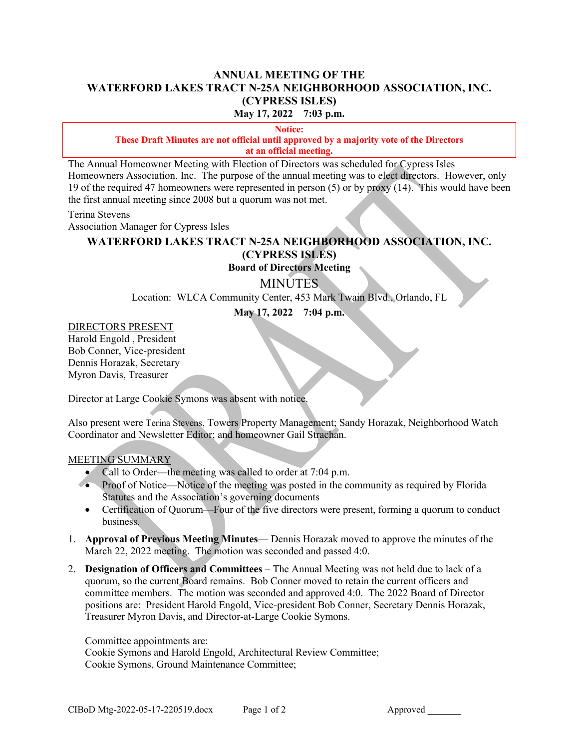# ANNUAL MEETING OF THE
# WATERFORD LAKES TRACT N-25A NEIGHBORHOOD ASSOCIATION, INC.
# (CYPRESS ISLES)

**May 17, 2022 7:03 p.m.**

> **Notice:**
> **These Draft Minutes are not official until approved by a majority vote of the Directors at an official meeting.**

The Annual Homeowner Meeting with Election of Directors was scheduled for Cypress Isles Homeowners Association, Inc. The purpose of the annual meeting was to elect directors. However, only 19 of the required 47 homeowners were represented in person (5) or by proxy (14). This would have been the first annual meeting since 2008 but a quorum was not met.

Terina Stevens
Association Manager for Cypress Isles

## WATERFORD LAKES TRACT N-25A NEIGHBORHOOD ASSOCIATION, INC.
## (CYPRESS ISLES)

**Board of Directors Meeting**

MINUTES

Location: WLCA Community Center, 453 Mark Twain Blvd., Orlando, FL

**May 17, 2022 7:04 p.m.**

DIRECTORS PRESENT
Harold Engold , President
Bob Conner, Vice-president
Dennis Horazak, Secretary
Myron Davis, Treasurer

Director at Large Cookie Symons was absent with notice.

Also present were Terina Stevens, Towers Property Management; Sandy Horazak, Neighborhood Watch Coordinator and Newsletter Editor; and homeowner Gail Strachan.

MEETING SUMMARY

- Call to Order—the meeting was called to order at 7:04 p.m.
- Proof of Notice—Notice of the meeting was posted in the community as required by Florida Statutes and the Association's governing documents
- Certification of Quorum—Four of the five directors were present, forming a quorum to conduct business.

1. **Approval of Previous Meeting Minutes**— Dennis Horazak moved to approve the minutes of the March 22, 2022 meeting. The motion was seconded and passed 4:0.
2. **Designation of Officers and Committees** – The Annual Meeting was not held due to lack of a quorum, so the current Board remains. Bob Conner moved to retain the current officers and committee members. The motion was seconded and approved 4:0. The 2022 Board of Director positions are: President Harold Engold, Vice-president Bob Conner, Secretary Dennis Horazak, Treasurer Myron Davis, and Director-at-Large Cookie Symons.

   Committee appointments are:
   Cookie Symons and Harold Engold, Architectural Review Committee;
   Cookie Symons, Ground Maintenance Committee;

CIBoD Mtg-2022-05-17-220519.docx Approved _______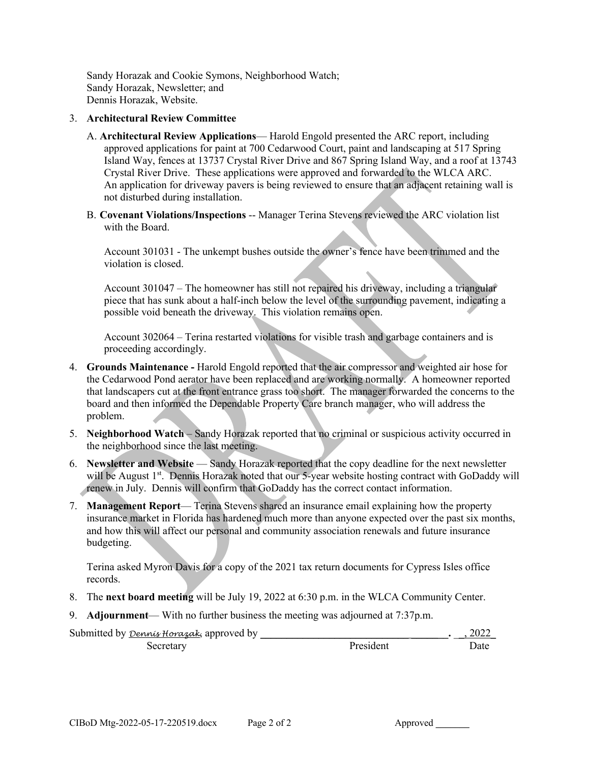Sandy Horazak and Cookie Symons, Neighborhood Watch;
Sandy Horazak, Newsletter; and
Dennis Horazak, Website.

3. **Architectural Review Committee**

   A. **Architectural Review Applications**— Harold Engold presented the ARC report, including approved applications for paint at 700 Cedarwood Court, paint and landscaping at 517 Spring Island Way, fences at 13737 Crystal River Drive and 867 Spring Island Way, and a roof at 13743 Crystal River Drive. These applications were approved and forwarded to the WLCA ARC. An application for driveway pavers is being reviewed to ensure that an adjacent retaining wall is not disturbed during installation.

   B. **Covenant Violations/Inspections** -- Manager Terina Stevens reviewed the ARC violation list with the Board.

   Account 301031 - The unkempt bushes outside the owner's fence have been trimmed and the violation is closed.

   Account 301047 – The homeowner has still not repaired his driveway, including a triangular piece that has sunk about a half-inch below the level of the surrounding pavement, indicating a possible void beneath the driveway. This violation remains open.

   Account 302064 – Terina restarted violations for visible trash and garbage containers and is proceeding accordingly.

4. **Grounds Maintenance -** Harold Engold reported that the air compressor and weighted air hose for the Cedarwood Pond aerator have been replaced and are working normally. A homeowner reported that landscapers cut at the front entrance grass too short. The manager forwarded the concerns to the board and then informed the Dependable Property Care branch manager, who will address the problem.

5. **Neighborhood Watch** – Sandy Horazak reported that no criminal or suspicious activity occurred in the neighborhood since the last meeting.

6. **Newsletter and Website** — Sandy Horazak reported that the copy deadline for the next newsletter will be August 1st. Dennis Horazak noted that our 5-year website hosting contract with GoDaddy will renew in July. Dennis will confirm that GoDaddy has the correct contact information.

7. **Management Report**— Terina Stevens shared an insurance email explaining how the property insurance market in Florida has hardened much more than anyone expected over the past six months, and how this will affect our personal and community association renewals and future insurance budgeting.

   Terina asked Myron Davis for a copy of the 2021 tax return documents for Cypress Isles office records.

8. The **next board meeting** will be July 19, 2022 at 6:30 p.m. in the WLCA Community Center.

9. **Adjournment**— With no further business the meeting was adjourned at 7:37p.m.

Submitted by *Dennis Horazak*, approved by ______________________________. __, 2022
Secretary President Date

DRAFT

CIBoD Mtg-2022-05-17-220519.docx Approved _______